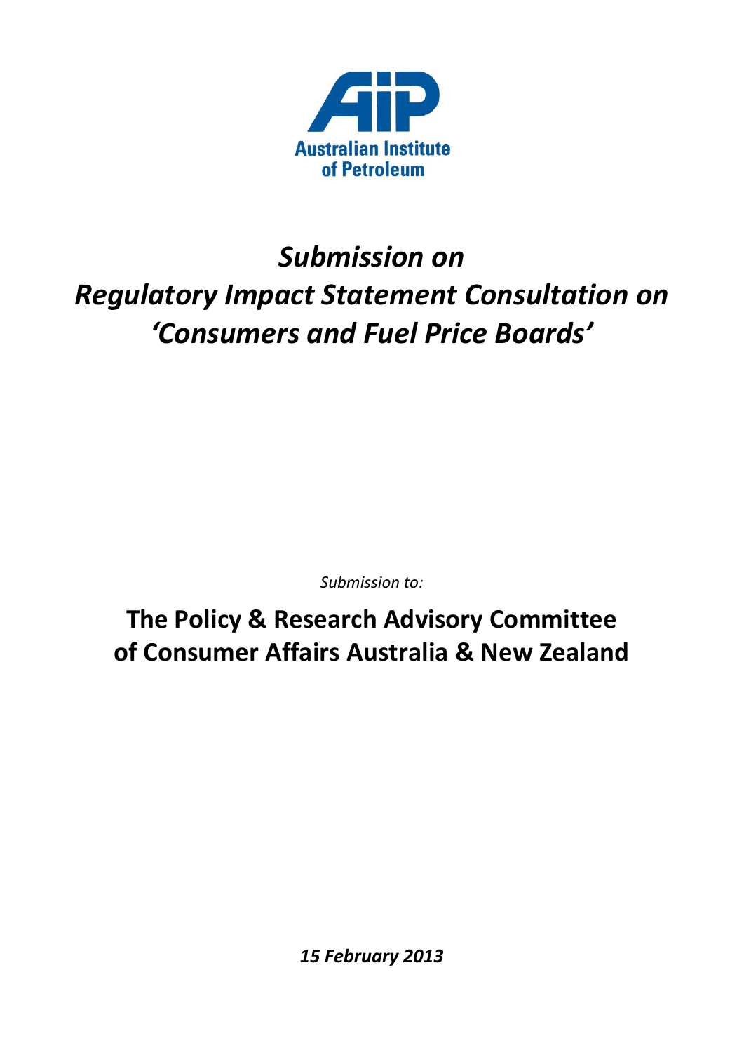Australian Institute of Petroleum

# *Submission on Regulatory Impact Statement Consultation on 'Consumers and Fuel Price Boards'*

*Submission to:*

## The Policy & Research Advisory Committee of Consumer Affairs Australia & New Zealand

***15 February 2013***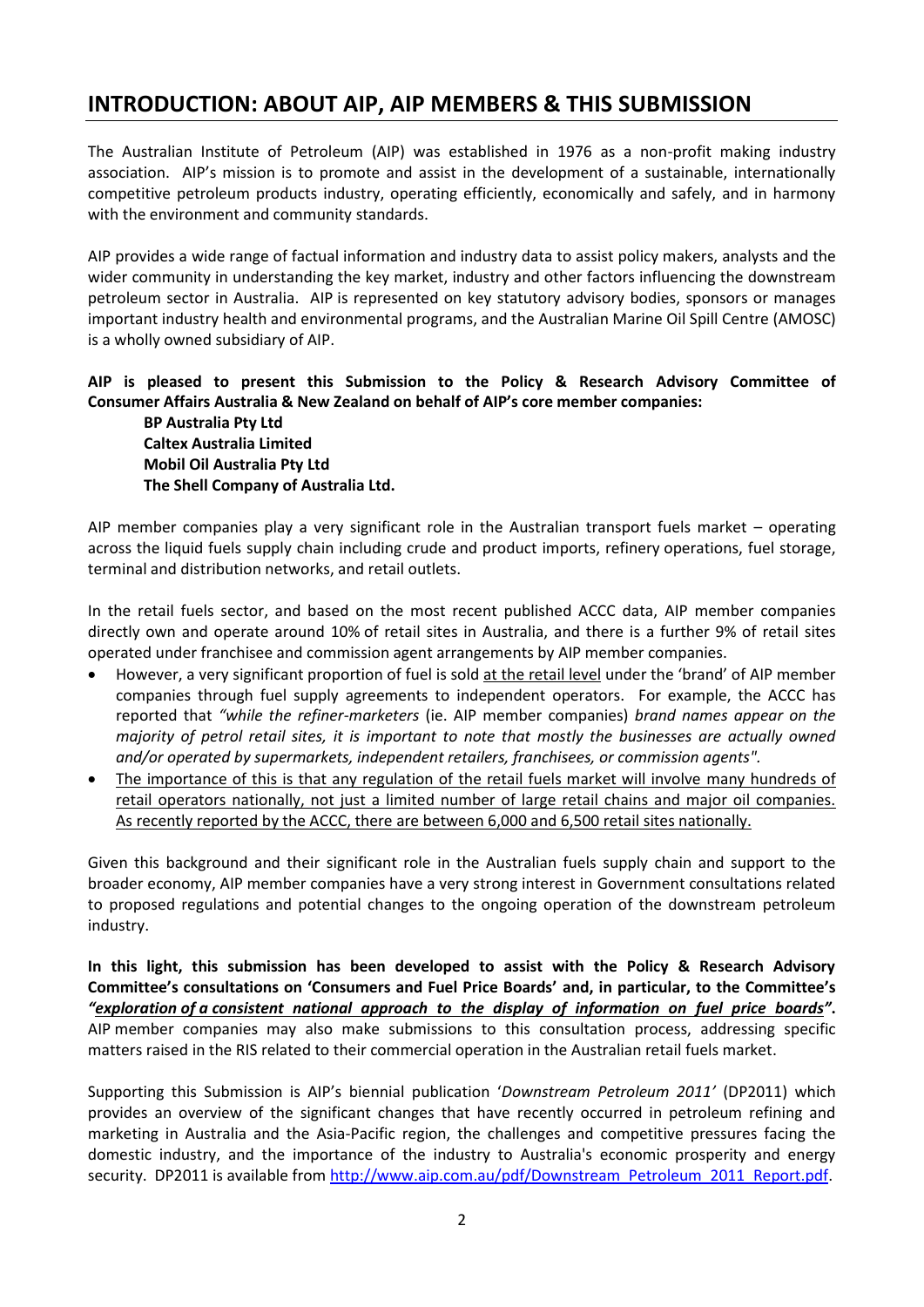## INTRODUCTION: ABOUT AIP, AIP MEMBERS & THIS SUBMISSION

The Australian Institute of Petroleum (AIP) was established in 1976 as a non-profit making industry association. AIP's mission is to promote and assist in the development of a sustainable, internationally competitive petroleum products industry, operating efficiently, economically and safely, and in harmony with the environment and community standards.

AIP provides a wide range of factual information and industry data to assist policy makers, analysts and the wider community in understanding the key market, industry and other factors influencing the downstream petroleum sector in Australia. AIP is represented on key statutory advisory bodies, sponsors or manages important industry health and environmental programs, and the Australian Marine Oil Spill Centre (AMOSC) is a wholly owned subsidiary of AIP.

**AIP is pleased to present this Submission to the Policy & Research Advisory Committee of Consumer Affairs Australia & New Zealand on behalf of AIP's core member companies:**

> **BP Australia Pty Ltd**
> **Caltex Australia Limited**
> **Mobil Oil Australia Pty Ltd**
> **The Shell Company of Australia Ltd.**

AIP member companies play a very significant role in the Australian transport fuels market – operating across the liquid fuels supply chain including crude and product imports, refinery operations, fuel storage, terminal and distribution networks, and retail outlets.

In the retail fuels sector, and based on the most recent published ACCC data, AIP member companies directly own and operate around 10% of retail sites in Australia, and there is a further 9% of retail sites operated under franchisee and commission agent arrangements by AIP member companies.

- However, a very significant proportion of fuel is sold at the retail level under the 'brand' of AIP member companies through fuel supply agreements to independent operators. For example, the ACCC has reported that *"while the refiner-marketers* (ie. AIP member companies) *brand names appear on the majority of petrol retail sites, it is important to note that mostly the businesses are actually owned and/or operated by supermarkets, independent retailers, franchisees, or commission agents".*
- The importance of this is that any regulation of the retail fuels market will involve many hundreds of retail operators nationally, not just a limited number of large retail chains and major oil companies. As recently reported by the ACCC, there are between 6,000 and 6,500 retail sites nationally.

Given this background and their significant role in the Australian fuels supply chain and support to the broader economy, AIP member companies have a very strong interest in Government consultations related to proposed regulations and potential changes to the ongoing operation of the downstream petroleum industry.

**In this light, this submission has been developed to assist with the Policy & Research Advisory Committee's consultations on 'Consumers and Fuel Price Boards' and, in particular, to the Committee's *"exploration of a consistent national approach to the display of information on fuel price boards"*.** AIP member companies may also make submissions to this consultation process, addressing specific matters raised in the RIS related to their commercial operation in the Australian retail fuels market.

Supporting this Submission is AIP's biennial publication '*Downstream Petroleum 2011'* (DP2011) which provides an overview of the significant changes that have recently occurred in petroleum refining and marketing in Australia and the Asia-Pacific region, the challenges and competitive pressures facing the domestic industry, and the importance of the industry to Australia's economic prosperity and energy security. DP2011 is available from http://www.aip.com.au/pdf/Downstream_Petroleum_2011_Report.pdf.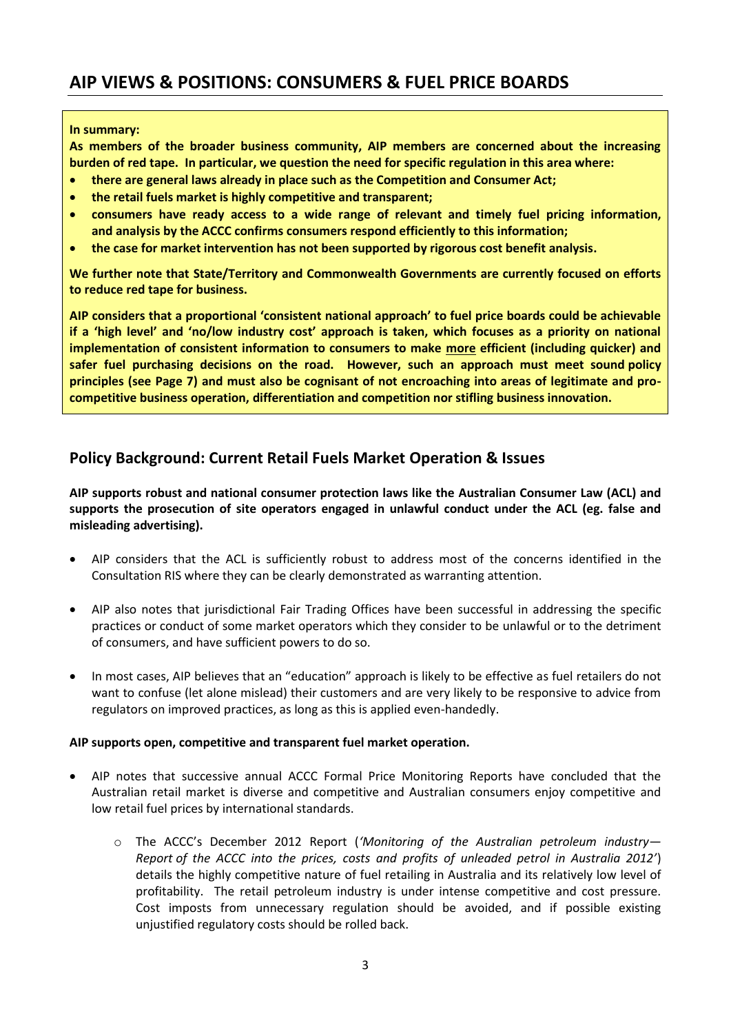## AIP VIEWS & POSITIONS: CONSUMERS & FUEL PRICE BOARDS

**In summary:**

**As members of the broader business community, AIP members are concerned about the increasing burden of red tape. In particular, we question the need for specific regulation in this area where:**

- **there are general laws already in place such as the Competition and Consumer Act;**
- **the retail fuels market is highly competitive and transparent;**
- **consumers have ready access to a wide range of relevant and timely fuel pricing information, and analysis by the ACCC confirms consumers respond efficiently to this information;**
- **the case for market intervention has not been supported by rigorous cost benefit analysis.**

**We further note that State/Territory and Commonwealth Governments are currently focused on efforts to reduce red tape for business.**

**AIP considers that a proportional 'consistent national approach' to fuel price boards could be achievable if a 'high level' and 'no/low industry cost' approach is taken, which focuses as a priority on national implementation of consistent information to consumers to make <u>more</u> efficient (including quicker) and safer fuel purchasing decisions on the road. However, such an approach must meet sound policy principles (see Page 7) and must also be cognisant of not encroaching into areas of legitimate and pro-competitive business operation, differentiation and competition nor stifling business innovation.**

### Policy Background: Current Retail Fuels Market Operation & Issues

**AIP supports robust and national consumer protection laws like the Australian Consumer Law (ACL) and supports the prosecution of site operators engaged in unlawful conduct under the ACL (eg. false and misleading advertising).**

- AIP considers that the ACL is sufficiently robust to address most of the concerns identified in the Consultation RIS where they can be clearly demonstrated as warranting attention.
- AIP also notes that jurisdictional Fair Trading Offices have been successful in addressing the specific practices or conduct of some market operators which they consider to be unlawful or to the detriment of consumers, and have sufficient powers to do so.
- In most cases, AIP believes that an "education" approach is likely to be effective as fuel retailers do not want to confuse (let alone mislead) their customers and are very likely to be responsive to advice from regulators on improved practices, as long as this is applied even-handedly.

**AIP supports open, competitive and transparent fuel market operation.**

- AIP notes that successive annual ACCC Formal Price Monitoring Reports have concluded that the Australian retail market is diverse and competitive and Australian consumers enjoy competitive and low retail fuel prices by international standards.
  - The ACCC's December 2012 Report (*'Monitoring of the Australian petroleum industry—Report of the ACCC into the prices, costs and profits of unleaded petrol in Australia 2012'*) details the highly competitive nature of fuel retailing in Australia and its relatively low level of profitability. The retail petroleum industry is under intense competitive and cost pressure. Cost imposts from unnecessary regulation should be avoided, and if possible existing unjustified regulatory costs should be rolled back.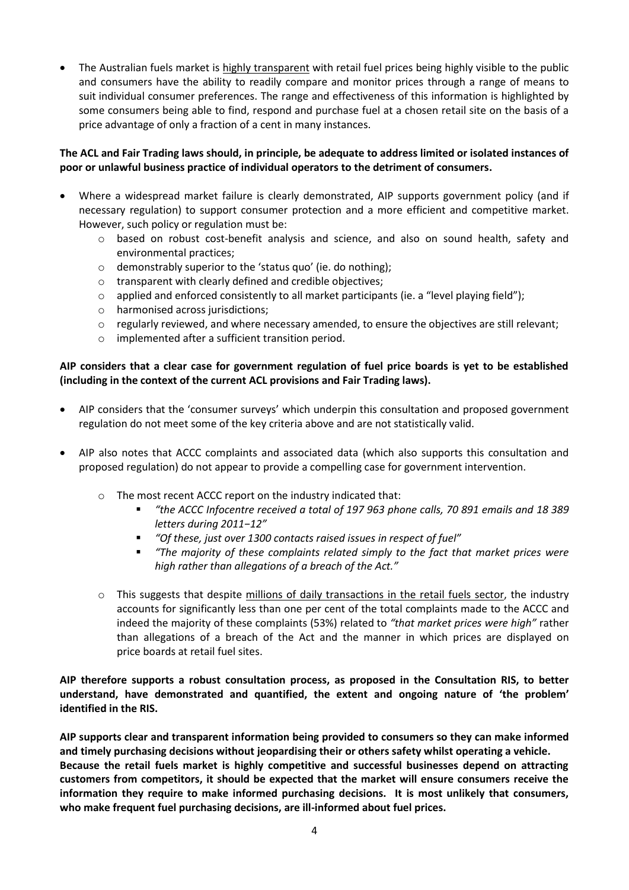- The Australian fuels market is highly transparent with retail fuel prices being highly visible to the public and consumers have the ability to readily compare and monitor prices through a range of means to suit individual consumer preferences. The range and effectiveness of this information is highlighted by some consumers being able to find, respond and purchase fuel at a chosen retail site on the basis of a price advantage of only a fraction of a cent in many instances.

**The ACL and Fair Trading laws should, in principle, be adequate to address limited or isolated instances of poor or unlawful business practice of individual operators to the detriment of consumers.**

- Where a widespread market failure is clearly demonstrated, AIP supports government policy (and if necessary regulation) to support consumer protection and a more efficient and competitive market. However, such policy or regulation must be:
  - based on robust cost-benefit analysis and science, and also on sound health, safety and environmental practices;
  - demonstrably superior to the 'status quo' (ie. do nothing);
  - transparent with clearly defined and credible objectives;
  - applied and enforced consistently to all market participants (ie. a "level playing field");
  - harmonised across jurisdictions;
  - regularly reviewed, and where necessary amended, to ensure the objectives are still relevant;
  - implemented after a sufficient transition period.

**AIP considers that a clear case for government regulation of fuel price boards is yet to be established (including in the context of the current ACL provisions and Fair Trading laws).**

- AIP considers that the 'consumer surveys' which underpin this consultation and proposed government regulation do not meet some of the key criteria above and are not statistically valid.

- AIP also notes that ACCC complaints and associated data (which also supports this consultation and proposed regulation) do not appear to provide a compelling case for government intervention.
  - The most recent ACCC report on the industry indicated that:
    - *"the ACCC Infocentre received a total of 197 963 phone calls, 70 891 emails and 18 389 letters during 2011−12"*
    - *"Of these, just over 1300 contacts raised issues in respect of fuel"*
    - *"The majority of these complaints related simply to the fact that market prices were high rather than allegations of a breach of the Act."*
  - This suggests that despite millions of daily transactions in the retail fuels sector, the industry accounts for significantly less than one per cent of the total complaints made to the ACCC and indeed the majority of these complaints (53%) related to *"that market prices were high"* rather than allegations of a breach of the Act and the manner in which prices are displayed on price boards at retail fuel sites.

**AIP therefore supports a robust consultation process, as proposed in the Consultation RIS, to better understand, have demonstrated and quantified, the extent and ongoing nature of 'the problem' identified in the RIS.**

**AIP supports clear and transparent information being provided to consumers so they can make informed and timely purchasing decisions without jeopardising their or others safety whilst operating a vehicle. Because the retail fuels market is highly competitive and successful businesses depend on attracting customers from competitors, it should be expected that the market will ensure consumers receive the information they require to make informed purchasing decisions. It is most unlikely that consumers, who make frequent fuel purchasing decisions, are ill-informed about fuel prices.**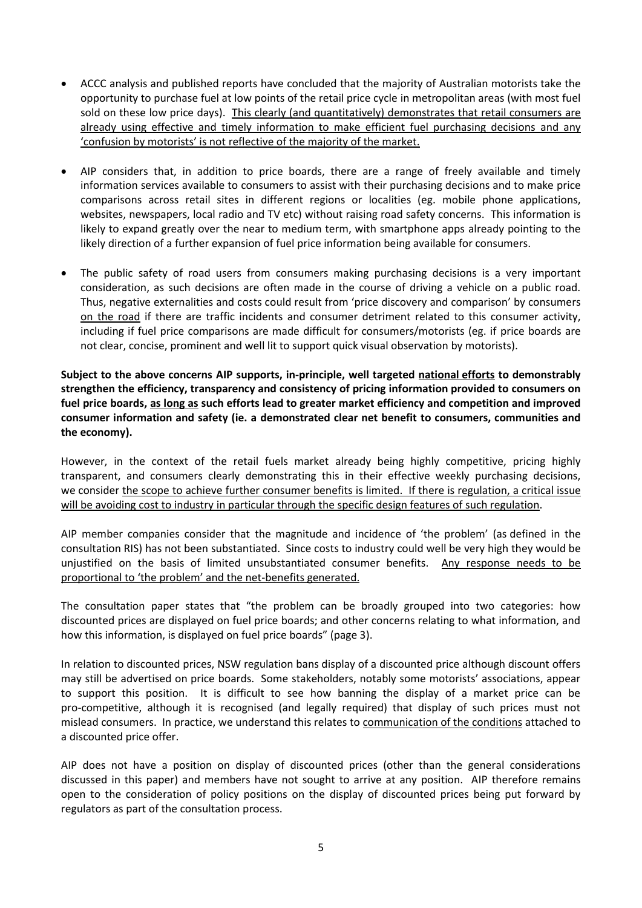- ACCC analysis and published reports have concluded that the majority of Australian motorists take the opportunity to purchase fuel at low points of the retail price cycle in metropolitan areas (with most fuel sold on these low price days). <u>This clearly (and quantitatively) demonstrates that retail consumers are already using effective and timely information to make efficient fuel purchasing decisions and any 'confusion by motorists' is not reflective of the majority of the market.</u>

- AIP considers that, in addition to price boards, there are a range of freely available and timely information services available to consumers to assist with their purchasing decisions and to make price comparisons across retail sites in different regions or localities (eg. mobile phone applications, websites, newspapers, local radio and TV etc) without raising road safety concerns. This information is likely to expand greatly over the near to medium term, with smartphone apps already pointing to the likely direction of a further expansion of fuel price information being available for consumers.

- The public safety of road users from consumers making purchasing decisions is a very important consideration, as such decisions are often made in the course of driving a vehicle on a public road. Thus, negative externalities and costs could result from 'price discovery and comparison' by consumers <u>on the road</u> if there are traffic incidents and consumer detriment related to this consumer activity, including if fuel price comparisons are made difficult for consumers/motorists (eg. if price boards are not clear, concise, prominent and well lit to support quick visual observation by motorists).

**Subject to the above concerns AIP supports, in-principle, well targeted <u>national efforts</u> to demonstrably strengthen the efficiency, transparency and consistency of pricing information provided to consumers on fuel price boards, <u>as long as</u> such efforts lead to greater market efficiency and competition and improved consumer information and safety (ie. a demonstrated clear net benefit to consumers, communities and the economy).**

However, in the context of the retail fuels market already being highly competitive, pricing highly transparent, and consumers clearly demonstrating this in their effective weekly purchasing decisions, we consider <u>the scope to achieve further consumer benefits is limited. If there is regulation, a critical issue will be avoiding cost to industry in particular through the specific design features of such regulation</u>.

AIP member companies consider that the magnitude and incidence of 'the problem' (as defined in the consultation RIS) has not been substantiated. Since costs to industry could well be very high they would be unjustified on the basis of limited unsubstantiated consumer benefits. <u>Any response needs to be proportional to 'the problem' and the net-benefits generated.</u>

The consultation paper states that "the problem can be broadly grouped into two categories: how discounted prices are displayed on fuel price boards; and other concerns relating to what information, and how this information, is displayed on fuel price boards" (page 3).

In relation to discounted prices, NSW regulation bans display of a discounted price although discount offers may still be advertised on price boards. Some stakeholders, notably some motorists' associations, appear to support this position. It is difficult to see how banning the display of a market price can be pro-competitive, although it is recognised (and legally required) that display of such prices must not mislead consumers. In practice, we understand this relates to <u>communication of the conditions</u> attached to a discounted price offer.

AIP does not have a position on display of discounted prices (other than the general considerations discussed in this paper) and members have not sought to arrive at any position. AIP therefore remains open to the consideration of policy positions on the display of discounted prices being put forward by regulators as part of the consultation process.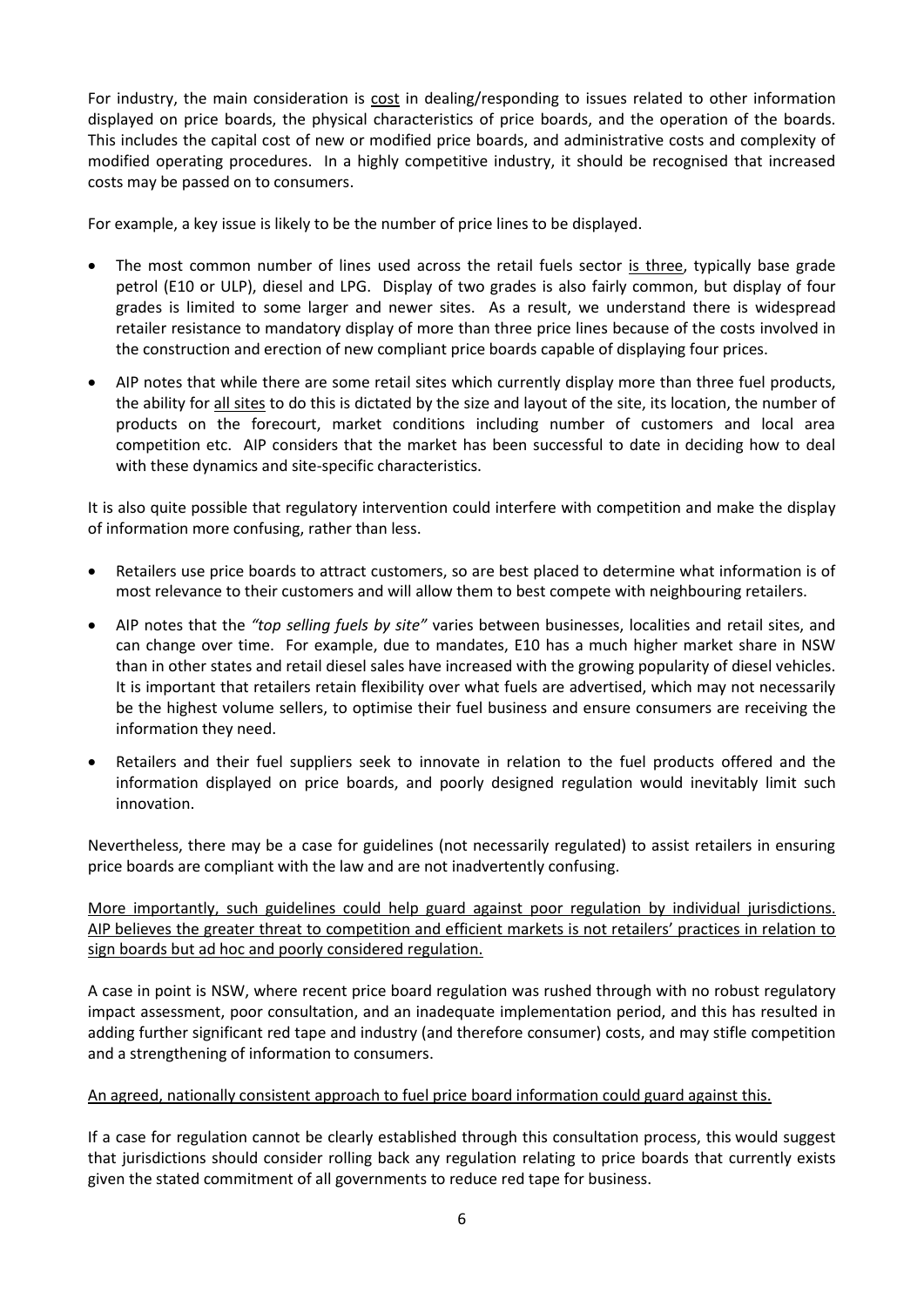For industry, the main consideration is <u>cost</u> in dealing/responding to issues related to other information displayed on price boards, the physical characteristics of price boards, and the operation of the boards. This includes the capital cost of new or modified price boards, and administrative costs and complexity of modified operating procedures. In a highly competitive industry, it should be recognised that increased costs may be passed on to consumers.

For example, a key issue is likely to be the number of price lines to be displayed.

- The most common number of lines used across the retail fuels sector <u>is three</u>, typically base grade petrol (E10 or ULP), diesel and LPG. Display of two grades is also fairly common, but display of four grades is limited to some larger and newer sites. As a result, we understand there is widespread retailer resistance to mandatory display of more than three price lines because of the costs involved in the construction and erection of new compliant price boards capable of displaying four prices.
- AIP notes that while there are some retail sites which currently display more than three fuel products, the ability for <u>all sites</u> to do this is dictated by the size and layout of the site, its location, the number of products on the forecourt, market conditions including number of customers and local area competition etc. AIP considers that the market has been successful to date in deciding how to deal with these dynamics and site-specific characteristics.

It is also quite possible that regulatory intervention could interfere with competition and make the display of information more confusing, rather than less.

- Retailers use price boards to attract customers, so are best placed to determine what information is of most relevance to their customers and will allow them to best compete with neighbouring retailers.
- AIP notes that the *"top selling fuels by site"* varies between businesses, localities and retail sites, and can change over time. For example, due to mandates, E10 has a much higher market share in NSW than in other states and retail diesel sales have increased with the growing popularity of diesel vehicles. It is important that retailers retain flexibility over what fuels are advertised, which may not necessarily be the highest volume sellers, to optimise their fuel business and ensure consumers are receiving the information they need.
- Retailers and their fuel suppliers seek to innovate in relation to the fuel products offered and the information displayed on price boards, and poorly designed regulation would inevitably limit such innovation.

Nevertheless, there may be a case for guidelines (not necessarily regulated) to assist retailers in ensuring price boards are compliant with the law and are not inadvertently confusing.

<u>More importantly, such guidelines could help guard against poor regulation by individual jurisdictions. AIP believes the greater threat to competition and efficient markets is not retailers' practices in relation to sign boards but ad hoc and poorly considered regulation.</u>

A case in point is NSW, where recent price board regulation was rushed through with no robust regulatory impact assessment, poor consultation, and an inadequate implementation period, and this has resulted in adding further significant red tape and industry (and therefore consumer) costs, and may stifle competition and a strengthening of information to consumers.

<u>An agreed, nationally consistent approach to fuel price board information could guard against this.</u>

If a case for regulation cannot be clearly established through this consultation process, this would suggest that jurisdictions should consider rolling back any regulation relating to price boards that currently exists given the stated commitment of all governments to reduce red tape for business.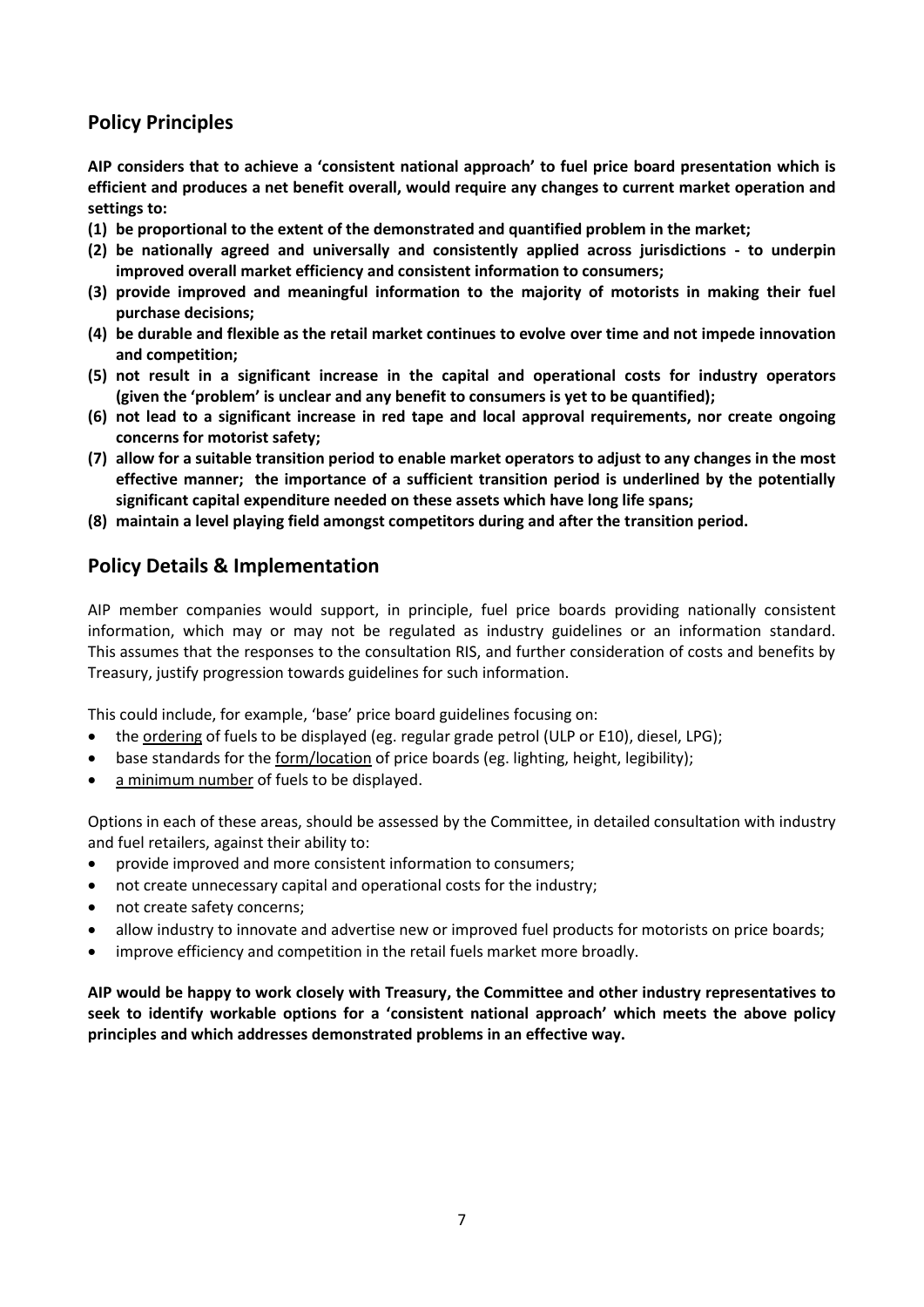## Policy Principles

**AIP considers that to achieve a 'consistent national approach' to fuel price board presentation which is efficient and produces a net benefit overall, would require any changes to current market operation and settings to:**

**(1) be proportional to the extent of the demonstrated and quantified problem in the market;**

**(2) be nationally agreed and universally and consistently applied across jurisdictions - to underpin improved overall market efficiency and consistent information to consumers;**

**(3) provide improved and meaningful information to the majority of motorists in making their fuel purchase decisions;**

**(4) be durable and flexible as the retail market continues to evolve over time and not impede innovation and competition;**

**(5) not result in a significant increase in the capital and operational costs for industry operators (given the 'problem' is unclear and any benefit to consumers is yet to be quantified);**

**(6) not lead to a significant increase in red tape and local approval requirements, nor create ongoing concerns for motorist safety;**

**(7) allow for a suitable transition period to enable market operators to adjust to any changes in the most effective manner; the importance of a sufficient transition period is underlined by the potentially significant capital expenditure needed on these assets which have long life spans;**

**(8) maintain a level playing field amongst competitors during and after the transition period.**

## Policy Details & Implementation

AIP member companies would support, in principle, fuel price boards providing nationally consistent information, which may or may not be regulated as industry guidelines or an information standard. This assumes that the responses to the consultation RIS, and further consideration of costs and benefits by Treasury, justify progression towards guidelines for such information.

This could include, for example, 'base' price board guidelines focusing on:

- the <u>ordering</u> of fuels to be displayed (eg. regular grade petrol (ULP or E10), diesel, LPG);
- base standards for the <u>form/location</u> of price boards (eg. lighting, height, legibility);
- <u>a minimum number</u> of fuels to be displayed.

Options in each of these areas, should be assessed by the Committee, in detailed consultation with industry and fuel retailers, against their ability to:

- provide improved and more consistent information to consumers;
- not create unnecessary capital and operational costs for the industry;
- not create safety concerns;
- allow industry to innovate and advertise new or improved fuel products for motorists on price boards;
- improve efficiency and competition in the retail fuels market more broadly.

**AIP would be happy to work closely with Treasury, the Committee and other industry representatives to seek to identify workable options for a 'consistent national approach' which meets the above policy principles and which addresses demonstrated problems in an effective way.**